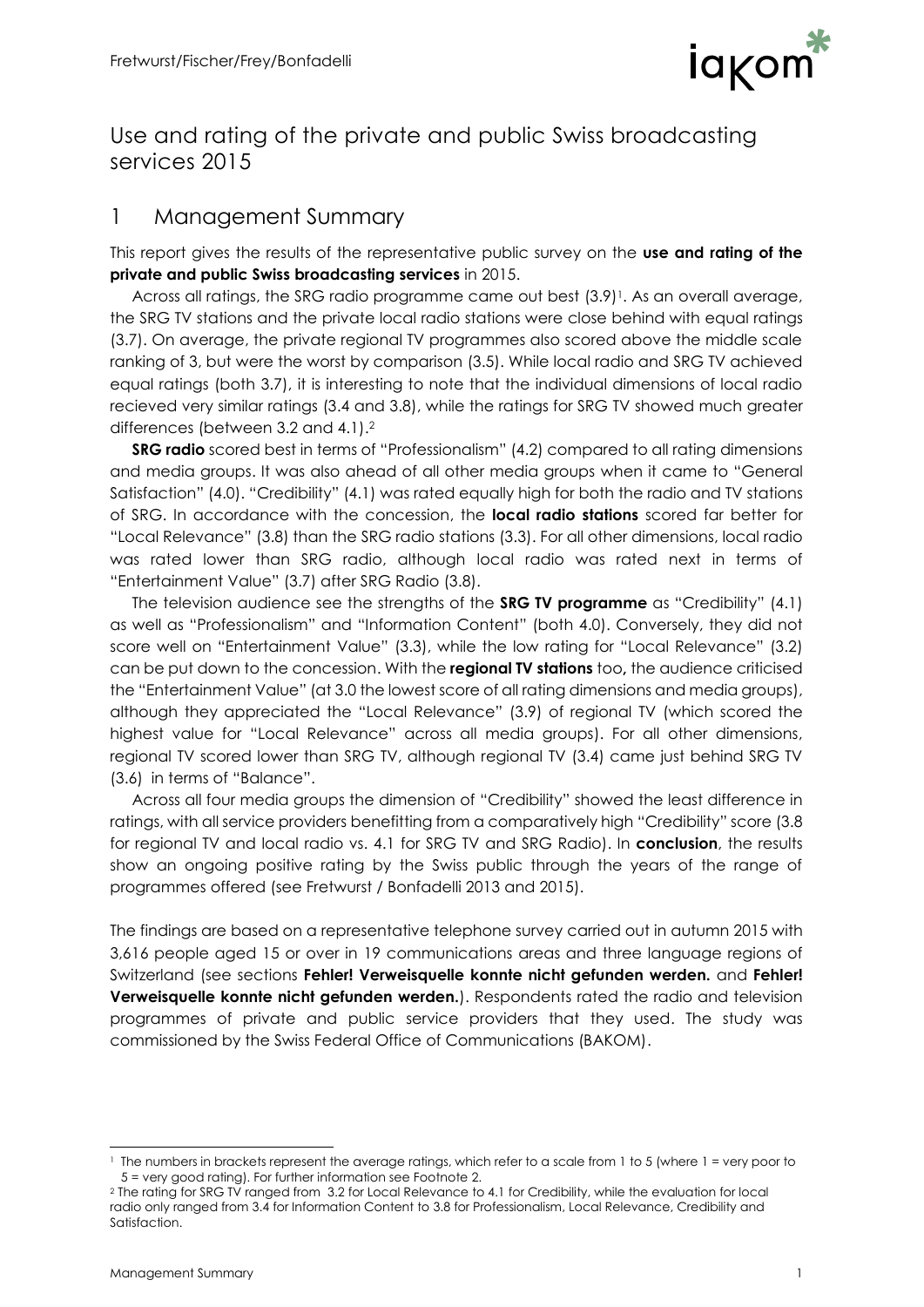# Use and rating of the private and public Swiss broadcasting services 2015

## 1 Management Summary

This report gives the results of the representative public survey on the **use and rating of the private and public Swiss broadcasting services** in 2015.

Across all ratings, the SRG radio programme came out best (3.9)[1]. As an overall average, the SRG TV stations and the private local radio stations were close behind with equal ratings (3.7). On average, the private regional TV programmes also scored above the middle scale ranking of 3, but were the worst by comparison (3.5). While local radio and SRG TV achieved equal ratings (both 3.7), it is interesting to note that the individual dimensions of local radio recieved very similar ratings (3.4 and 3.8), while the ratings for SRG TV showed much greater differences (between 3.2 and 4.1).[2]

**SRG radio** scored best in terms of "Professionalism" (4.2) compared to all rating dimensions and media groups. It was also ahead of all other media groups when it came to "General Satisfaction" (4.0). "Credibility" (4.1) was rated equally high for both the radio and TV stations of SRG. In accordance with the concession, the **local radio stations** scored far better for "Local Relevance" (3.8) than the SRG radio stations (3.3). For all other dimensions, local radio was rated lower than SRG radio, although local radio was rated next in terms of "Entertainment Value" (3.7) after SRG Radio (3.8).

The television audience see the strengths of the **SRG TV programme** as "Credibility" (4.1) as well as "Professionalism" and "Information Content" (both 4.0). Conversely, they did not score well on "Entertainment Value" (3.3), while the low rating for "Local Relevance" (3.2) can be put down to the concession. With the **regional TV stations** too**,** the audience criticised the "Entertainment Value" (at 3.0 the lowest score of all rating dimensions and media groups), although they appreciated the "Local Relevance" (3.9) of regional TV (which scored the highest value for "Local Relevance" across all media groups). For all other dimensions, regional TV scored lower than SRG TV, although regional TV (3.4) came just behind SRG TV (3.6) in terms of "Balance".

Across all four media groups the dimension of "Credibility" showed the least difference in ratings, with all service providers benefitting from a comparatively high "Credibility" score (3.8 for regional TV and local radio vs. 4.1 for SRG TV and SRG Radio). In **conclusion**, the results show an ongoing positive rating by the Swiss public through the years of the range of programmes offered (see Fretwurst / Bonfadelli 2013 and 2015).

The findings are based on a representative telephone survey carried out in autumn 2015 with 3,616 people aged 15 or over in 19 communications areas and three language regions of Switzerland (see sections **Fehler! Verweisquelle konnte nicht gefunden werden.** and **Fehler! Verweisquelle konnte nicht gefunden werden.**). Respondents rated the radio and television programmes of private and public service providers that they used. The study was commissioned by the Swiss Federal Office of Communications (BAKOM).

---

[1] The numbers in brackets represent the average ratings, which refer to a scale from 1 to 5 (where 1 = very poor to 5 = very good rating). For further information see Footnote 2.

[2] The rating for SRG TV ranged from 3.2 for Local Relevance to 4.1 for Credibility, while the evaluation for local radio only ranged from 3.4 for Information Content to 3.8 for Professionalism, Local Relevance, Credibility and Satisfaction.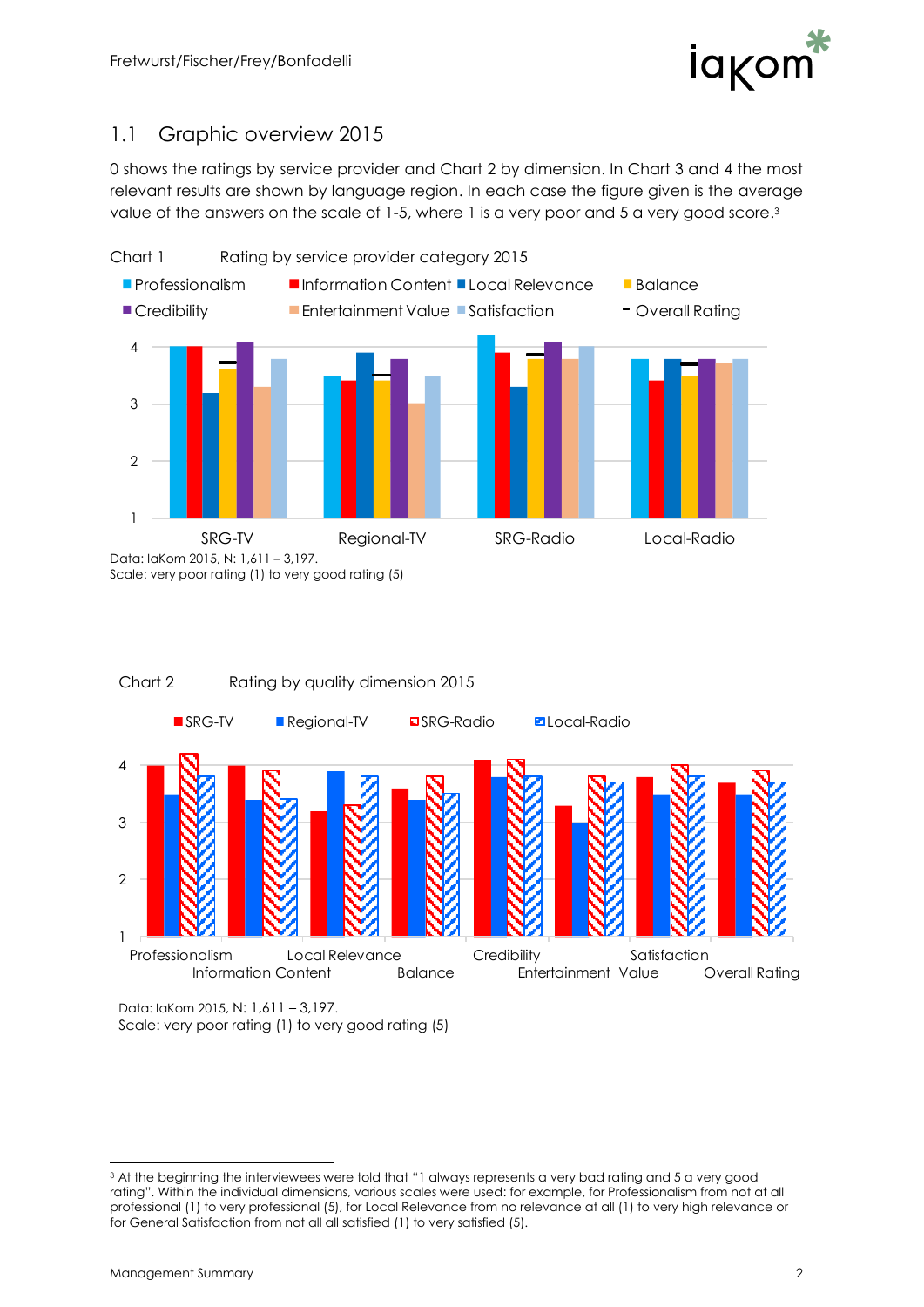## 1.1 Graphic overview 2015

0 shows the ratings by service provider and Chart 2 by dimension. In Chart 3 and 4 the most relevant results are shown by language region. In each case the figure given is the average value of the answers on the scale of 1-5, where 1 is a very poor and 5 a very good score.[3]

Chart 1 Rating by service provider category 2015

Data: IaKom 2015, N: 1,611 – 3,197.
Scale: very poor rating (1) to very good rating (5)

Chart 2 Rating by quality dimension 2015

Data: IaKom 2015, N: 1,611 – 3,197.
Scale: very poor rating (1) to very good rating (5)

---

[3] At the beginning the interviewees were told that "1 always represents a very bad rating and 5 a very good rating". Within the individual dimensions, various scales were used: for example, for Professionalism from not at all professional (1) to very professional (5), for Local Relevance from no relevance at all (1) to very high relevance or for General Satisfaction from not all all satisfied (1) to very satisfied (5).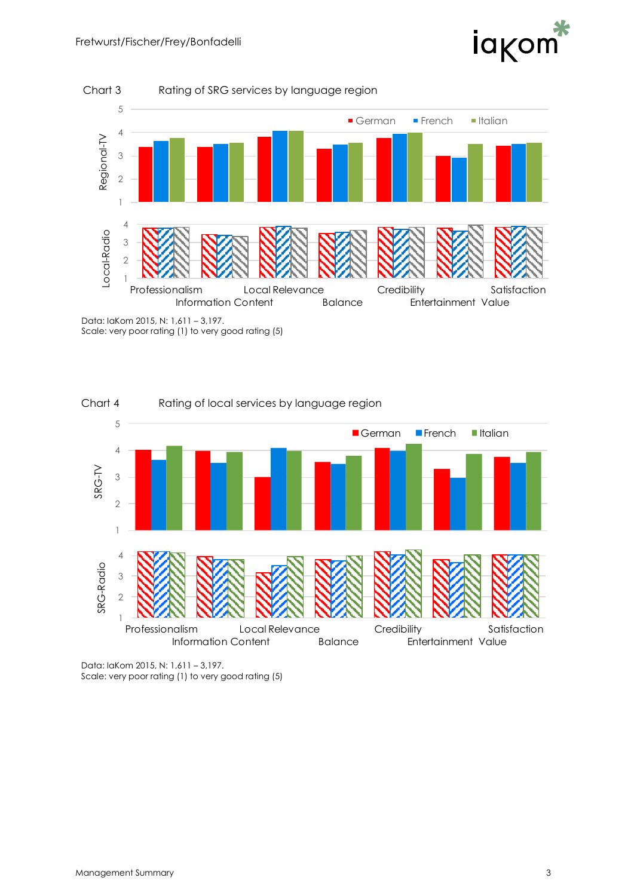Chart 3 Rating of SRG services by language region

5
4
3
2
1
Regional-TV

German French Italian

4
3
2
1
Local-Radio

Professionalism
Information Content
Local Relevance
Balance
Credibility
Entertainment
Value
Satisfaction

Data: IaKom 2015, N: 1,611 – 3,197.
Scale: very poor rating (1) to very good rating (5)

Chart 4 Rating of local services by language region

5
4
3
2
1
SRG-TV

German French Italian

4
3
2
1
SRG-Radio

Professionalism
Information Content
Local Relevance
Balance
Credibility
Entertainment
Value
Satisfaction

Data: IaKom 2015, N: 1,611 – 3,197.
Scale: very poor rating (1) to very good rating (5)

Management Summary